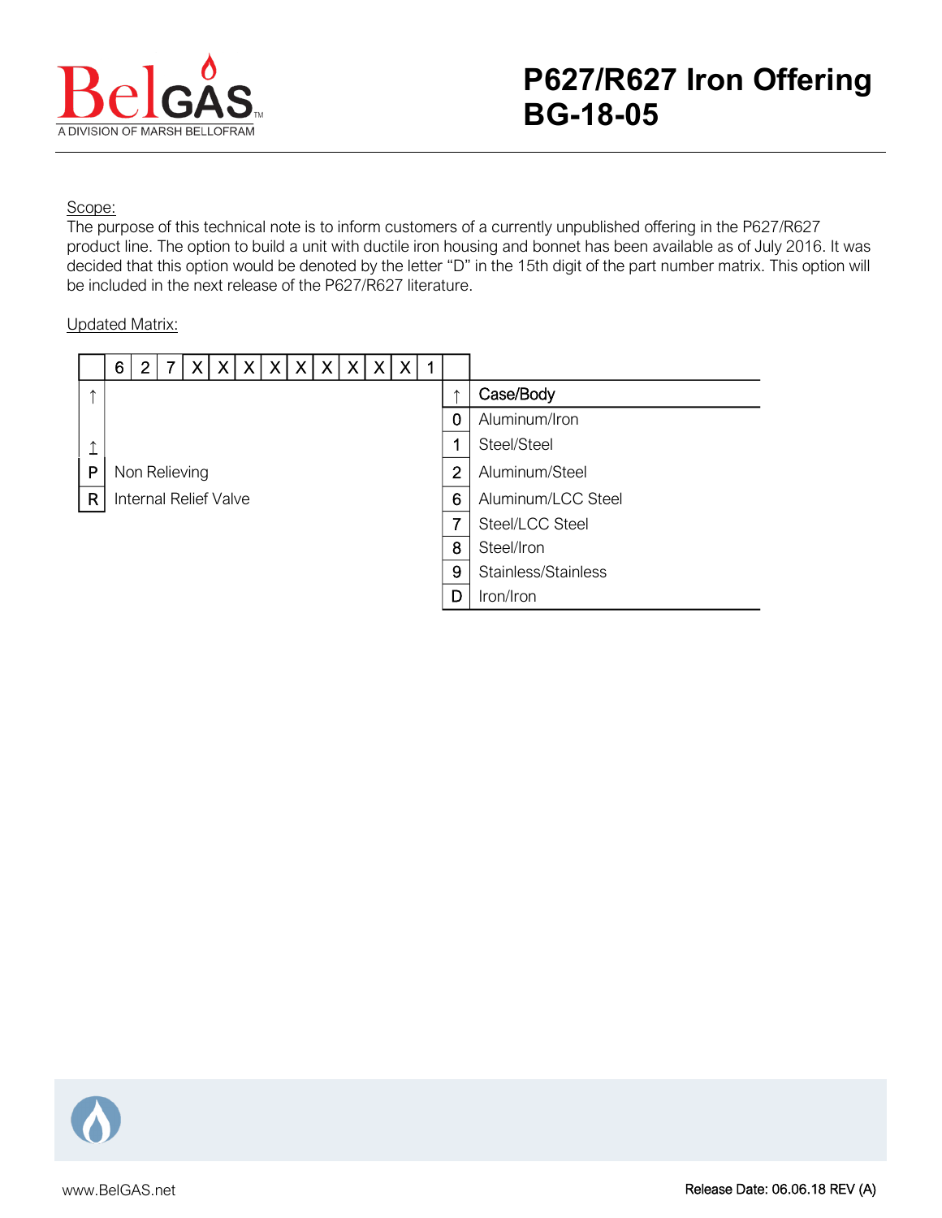# P627/R627 Iron Offering
# BG-18-05

Scope:
The purpose of this technical note is to inform customers of a currently unpublished offering in the P627/R627 product line. The option to build a unit with ductile iron housing and bonnet has been available as of July 2016. It was decided that this option would be denoted by the letter "D" in the 15th digit of the part number matrix. This option will be included in the next release of the P627/R627 literature.

Updated Matrix:

| | 6 | 2 | 7 | X | X | X | X | X | X | X | X | X | 1 | |
|---|---|---|---|---|---|---|---|---|---|---|---|---|---|---|

| Code | Description |
|---|---|
| ↑ | |
| P | Non Relieving |
| R | Internal Relief Valve |

| ↑ | Case/Body |
|---|---|
| 0 | Aluminum/Iron |
| 1 | Steel/Steel |
| 2 | Aluminum/Steel |
| 6 | Aluminum/LCC Steel |
| 7 | Steel/LCC Steel |
| 8 | Steel/Iron |
| 9 | Stainless/Stainless |
| D | Iron/Iron |

www.BelGAS.net

Release Date: 06.06.18 REV (A)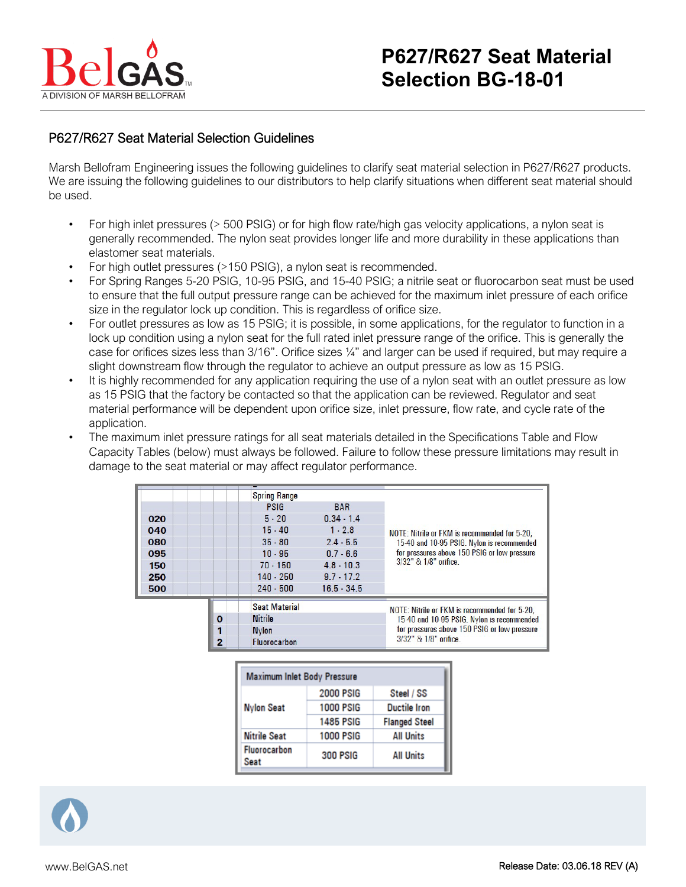# P627/R627 Seat Material Selection BG-18-01

## P627/R627 Seat Material Selection Guidelines

Marsh Bellofram Engineering issues the following guidelines to clarify seat material selection in P627/R627 products. We are issuing the following guidelines to our distributors to help clarify situations when different seat material should be used.

- For high inlet pressures (> 500 PSIG) or for high flow rate/high gas velocity applications, a nylon seat is generally recommended. The nylon seat provides longer life and more durability in these applications than elastomer seat materials.
- For high outlet pressures (>150 PSIG), a nylon seat is recommended.
- For Spring Ranges 5-20 PSIG, 10-95 PSIG, and 15-40 PSIG; a nitrile seat or fluorocarbon seat must be used to ensure that the full output pressure range can be achieved for the maximum inlet pressure of each orifice size in the regulator lock up condition. This is regardless of orifice size.
- For outlet pressures as low as 15 PSIG; it is possible, in some applications, for the regulator to function in a lock up condition using a nylon seat for the full rated inlet pressure range of the orifice. This is generally the case for orifices sizes less than 3/16”. Orifice sizes ¼” and larger can be used if required, but may require a slight downstream flow through the regulator to achieve an output pressure as low as 15 PSIG.
- It is highly recommended for any application requiring the use of a nylon seat with an outlet pressure as low as 15 PSIG that the factory be contacted so that the application can be reviewed. Regulator and seat material performance will be dependent upon orifice size, inlet pressure, flow rate, and cycle rate of the application.
- The maximum inlet pressure ratings for all seat materials detailed in the Specifications Table and Flow Capacity Tables (below) must always be followed. Failure to follow these pressure limitations may result in damage to the seat material or may affect regulator performance.

| | Spring Range PSIG | Spring Range BAR |
|---|---|---|
| **020** | 5 - 20 | 0.34 - 1.4 |
| **040** | 15 - 40 | 1 - 2.8 |
| **080** | 35 - 80 | 2.4 - 5.5 |
| **095** | 10 - 95 | 0.7 - 6.6 |
| **150** | 70 - 150 | 4.8 - 10.3 |
| **250** | 140 - 250 | 9.7 - 17.2 |
| **500** | 240 - 500 | 16.5 - 34.5 |

NOTE: Nitrile or FKM is recommended for 5-20, 15-40 and 10-95 PSIG. Nylon is recommended for pressures above 150 PSIG or low pressure 3/32" & 1/8" orifice.

| | Seat Material |
|---|---|
| **0** | Nitrile |
| **1** | Nylon |
| **2** | Fluorocarbon |

NOTE: Nitrile or FKM is recommended for 5-20, 15-40 and 10-95 PSIG. Nylon is recommended for pressures above 150 PSIG or low pressure 3/32" & 1/8" orifice.

| Maximum Inlet Body Pressure | | |
|---|---|---|
| Nylon Seat | 2000 PSIG | Steel / SS |
| | 1000 PSIG | Ductile Iron |
| | 1485 PSIG | Flanged Steel |
| Nitrile Seat | 1000 PSIG | All Units |
| Fluorocarbon Seat | 300 PSIG | All Units |

www.BelGAS.net

Release Date: 03.06.18 REV (A)